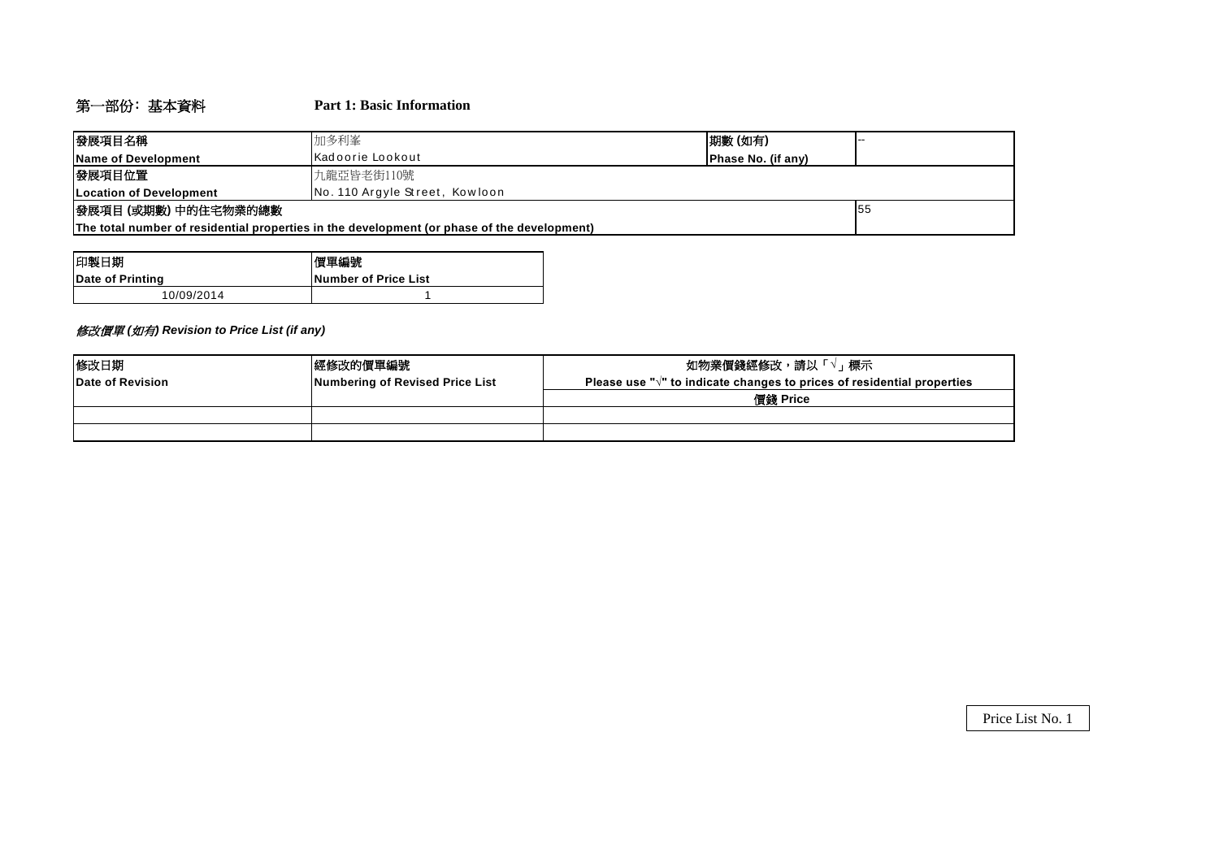## 第一部份：基本資料 Part 1: Basic Information

| 發展項目名稱 Name of Development | 加多利峯 Kadoorie Lookout | 期數 (如有) Phase No. (if any) | -- |
|---|---|---|---|
| 發展項目位置 Location of Development | 九龍亞皆老街110號 No. 110 Argyle Street, Kowloon | | |
| 發展項目 (或期數) 中的住宅物業的總數 The total number of residential properties in the development (or phase of the development) | | | 55 |

| 印製日期 Date of Printing | 價單編號 Number of Price List |
|---|---|
| 10/09/2014 | 1 |

*修改價單 (如有) Revision to Price List (if any)*

| 修改日期 Date of Revision | 經修改的價單編號 Numbering of Revised Price List | 如物業價錢經修改，請以「√」標示 Please use "√" to indicate changes to prices of residential properties |
|---|---|---|
| | | 價錢 Price |
| | | |
| | | |

Price List No. 1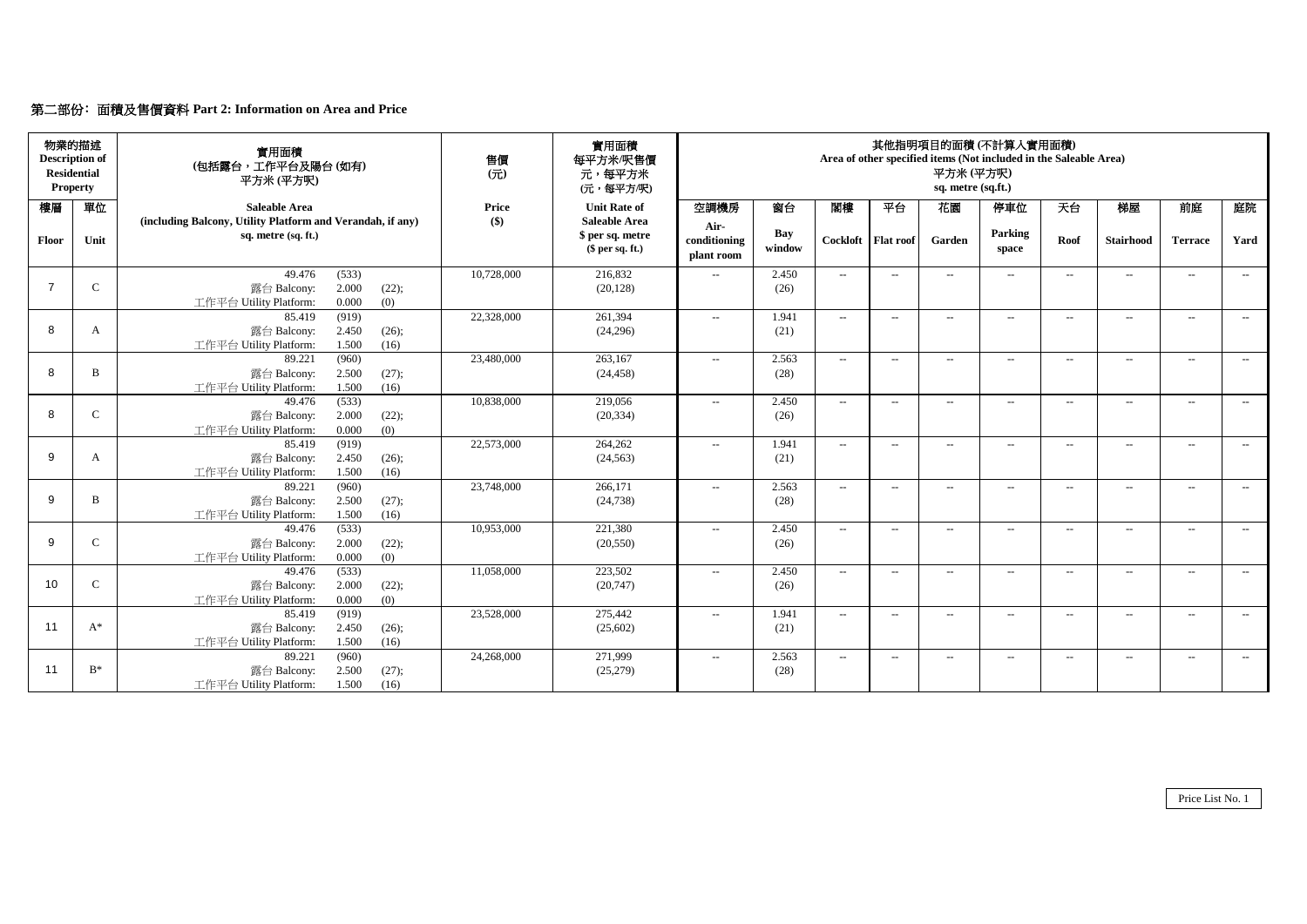## 第二部份: 面積及售價資料 Part 2: Information on Area and Price

| 物業的描述 Description of Residential Property | | 實用面積 (包括露台，工作平台及陽台 (如有) 平方米 (平方呎) | 售價 (元) | 實用面積 每平方米/呎售價 元，每平方米 (元，每平方/呎) | 其他指明項目的面積 (不計算入實用面積) Area of other specified items (Not included in the Saleable Area) 平方米 (平方呎) sq. metre (sq.ft.) | | | | | | | | | |
|---|---|---|---|---|---|---|---|---|---|---|---|---|---|---|
| 樓層 Floor | 單位 Unit | Saleable Area (including Balcony, Utility Platform and Verandah, if any) sq. metre (sq. ft.) | Price ($) | Unit Rate of Saleable Area $ per sq. metre ($ per sq. ft.) | 空調機房 Air-conditioning plant room | 窗台 Bay window | 閣樓 Cockloft | 平台 Flat roof | 花園 Garden | 停車位 Parking space | 天台 Roof | 梯屋 Stairhood | 前庭 Terrace | 庭院 Yard |
| 7 | C | 49.476 (533) 露台 Balcony: 2.000 (22); 工作平台 Utility Platform: 0.000 (0) | 10,728,000 | 216,832 (20,128) | -- | 2.450 (26) | -- | -- | -- | -- | -- | -- | -- | -- |
| 8 | A | 85.419 (919) 露台 Balcony: 2.450 (26); 工作平台 Utility Platform: 1.500 (16) | 22,328,000 | 261,394 (24,296) | -- | 1.941 (21) | -- | -- | -- | -- | -- | -- | -- | -- |
| 8 | B | 89.221 (960) 露台 Balcony: 2.500 (27); 工作平台 Utility Platform: 1.500 (16) | 23,480,000 | 263,167 (24,458) | -- | 2.563 (28) | -- | -- | -- | -- | -- | -- | -- | -- |
| 8 | C | 49.476 (533) 露台 Balcony: 2.000 (22); 工作平台 Utility Platform: 0.000 (0) | 10,838,000 | 219,056 (20,334) | -- | 2.450 (26) | -- | -- | -- | -- | -- | -- | -- | -- |
| 9 | A | 85.419 (919) 露台 Balcony: 2.450 (26); 工作平台 Utility Platform: 1.500 (16) | 22,573,000 | 264,262 (24,563) | -- | 1.941 (21) | -- | -- | -- | -- | -- | -- | -- | -- |
| 9 | B | 89.221 (960) 露台 Balcony: 2.500 (27); 工作平台 Utility Platform: 1.500 (16) | 23,748,000 | 266,171 (24,738) | -- | 2.563 (28) | -- | -- | -- | -- | -- | -- | -- | -- |
| 9 | C | 49.476 (533) 露台 Balcony: 2.000 (22); 工作平台 Utility Platform: 0.000 (0) | 10,953,000 | 221,380 (20,550) | -- | 2.450 (26) | -- | -- | -- | -- | -- | -- | -- | -- |
| 10 | C | 49.476 (533) 露台 Balcony: 2.000 (22); 工作平台 Utility Platform: 0.000 (0) | 11,058,000 | 223,502 (20,747) | -- | 2.450 (26) | -- | -- | -- | -- | -- | -- | -- | -- |
| 11 | A* | 85.419 (919) 露台 Balcony: 2.450 (26); 工作平台 Utility Platform: 1.500 (16) | 23,528,000 | 275,442 (25,602) | -- | 1.941 (21) | -- | -- | -- | -- | -- | -- | -- | -- |
| 11 | B* | 89.221 (960) 露台 Balcony: 2.500 (27); 工作平台 Utility Platform: 1.500 (16) | 24,268,000 | 271,999 (25,279) | -- | 2.563 (28) | -- | -- | -- | -- | -- | -- | -- | -- |

Price List No. 1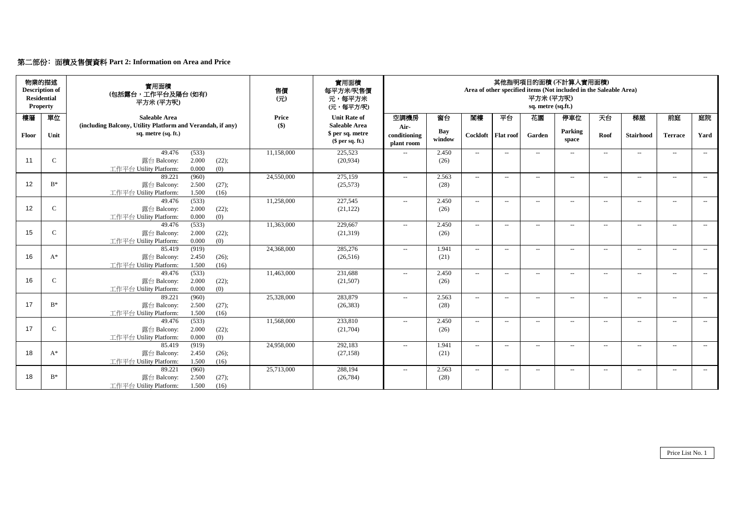## 第二部份: 面積及售價資料 Part 2: Information on Area and Price

| 物業的描述 Description of Residential Property | | 實用面積 (包括露台，工作平台及陽台 (如有) 平方米 (平方呎) | 售價 (元) | 實用面積 每平方米/呎售價 元，每平方米 (元，每平方/呎) | 其他指明項目的面積 (不計算入實用面積) Area of other specified items (Not included in the Saleable Area) 平方米 (平方呎) sq. metre (sq.ft.) | | | | | | | | | |
|---|---|---|---|---|---|---|---|---|---|---|---|---|---|---|
| 樓層 Floor | 單位 Unit | Saleable Area (including Balcony, Utility Platform and Verandah, if any) sq. metre (sq. ft.) | Price ($) | Unit Rate of Saleable Area $ per sq. metre ($ per sq. ft.) | 空調機房 Air-conditioning plant room | 窗台 Bay window | 閣樓 Cockloft | 平台 Flat roof | 花園 Garden | 停車位 Parking space | 天台 Roof | 梯屋 Stairhood | 前庭 Terrace | 庭院 Yard |
| 11 | C | 49.476 (533) 露台 Balcony: 2.000 (22); 工作平台 Utility Platform: 0.000 (0) | 11,158,000 | 225,523 (20,934) | -- | 2.450 (26) | -- | -- | -- | -- | -- | -- | -- | -- |
| 12 | B* | 89.221 (960) 露台 Balcony: 2.500 (27); 工作平台 Utility Platform: 1.500 (16) | 24,550,000 | 275,159 (25,573) | -- | 2.563 (28) | -- | -- | -- | -- | -- | -- | -- | -- |
| 12 | C | 49.476 (533) 露台 Balcony: 2.000 (22); 工作平台 Utility Platform: 0.000 (0) | 11,258,000 | 227,545 (21,122) | -- | 2.450 (26) | -- | -- | -- | -- | -- | -- | -- | -- |
| 15 | C | 49.476 (533) 露台 Balcony: 2.000 (22); 工作平台 Utility Platform: 0.000 (0) | 11,363,000 | 229,667 (21,319) | -- | 2.450 (26) | -- | -- | -- | -- | -- | -- | -- | -- |
| 16 | A* | 85.419 (919) 露台 Balcony: 2.450 (26); 工作平台 Utility Platform: 1.500 (16) | 24,368,000 | 285,276 (26,516) | -- | 1.941 (21) | -- | -- | -- | -- | -- | -- | -- | -- |
| 16 | C | 49.476 (533) 露台 Balcony: 2.000 (22); 工作平台 Utility Platform: 0.000 (0) | 11,463,000 | 231,688 (21,507) | -- | 2.450 (26) | -- | -- | -- | -- | -- | -- | -- | -- |
| 17 | B* | 89.221 (960) 露台 Balcony: 2.500 (27); 工作平台 Utility Platform: 1.500 (16) | 25,328,000 | 283,879 (26,383) | -- | 2.563 (28) | -- | -- | -- | -- | -- | -- | -- | -- |
| 17 | C | 49.476 (533) 露台 Balcony: 2.000 (22); 工作平台 Utility Platform: 0.000 (0) | 11,568,000 | 233,810 (21,704) | -- | 2.450 (26) | -- | -- | -- | -- | -- | -- | -- | -- |
| 18 | A* | 85.419 (919) 露台 Balcony: 2.450 (26); 工作平台 Utility Platform: 1.500 (16) | 24,958,000 | 292,183 (27,158) | -- | 1.941 (21) | -- | -- | -- | -- | -- | -- | -- | -- |
| 18 | B* | 89.221 (960) 露台 Balcony: 2.500 (27); 工作平台 Utility Platform: 1.500 (16) | 25,713,000 | 288,194 (26,784) | -- | 2.563 (28) | -- | -- | -- | -- | -- | -- | -- | -- |

Price List No. 1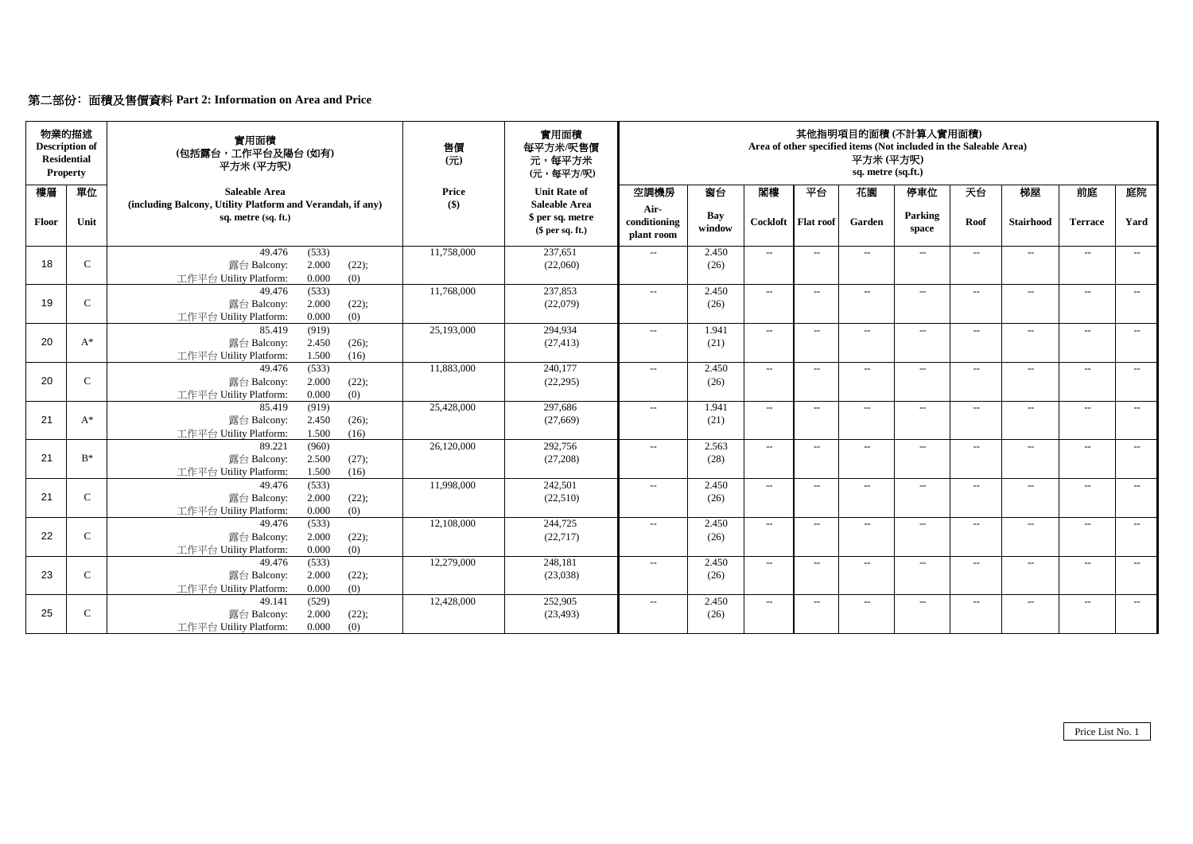## 第二部份：面積及售價資料 Part 2: Information on Area and Price

| 物業的描述 Description of Residential Property | | 實用面積 (包括露台，工作平台及陽台 (如有)) 平方米 (平方呎) | 售價 (元) | 實用面積 每平方米/呎售價 元，每平方米 (元，每平方/呎) | 其他指明項目的面積 (不計算入實用面積) Area of other specified items (Not included in the Saleable Area) 平方米 (平方呎) sq. metre (sq.ft.) | | | | | | | | | |
|---|---|---|---|---|---|---|---|---|---|---|---|---|---|---|
| 樓層 Floor | 單位 Unit | Saleable Area (including Balcony, Utility Platform and Verandah, if any) sq. metre (sq. ft.) | Price ($) | Unit Rate of Saleable Area $ per sq. metre ($ per sq. ft.) | 空調機房 Air-conditioning plant room | 窗台 Bay window | 閣樓 Cockloft | 平台 Flat roof | 花園 Garden | 停車位 Parking space | 天台 Roof | 梯屋 Stairhood | 前庭 Terrace | 庭院 Yard |
| 18 | C | 49.476 (533) 露台 Balcony: 2.000 (22); 工作平台 Utility Platform: 0.000 (0) | 11,758,000 | 237,651 (22,060) | -- | 2.450 (26) | -- | -- | -- | -- | -- | -- | -- | -- |
| 19 | C | 49.476 (533) 露台 Balcony: 2.000 (22); 工作平台 Utility Platform: 0.000 (0) | 11,768,000 | 237,853 (22,079) | -- | 2.450 (26) | -- | -- | -- | -- | -- | -- | -- | -- |
| 20 | A* | 85.419 (919) 露台 Balcony: 2.450 (26); 工作平台 Utility Platform: 1.500 (16) | 25,193,000 | 294,934 (27,413) | -- | 1.941 (21) | -- | -- | -- | -- | -- | -- | -- | -- |
| 20 | C | 49.476 (533) 露台 Balcony: 2.000 (22); 工作平台 Utility Platform: 0.000 (0) | 11,883,000 | 240,177 (22,295) | -- | 2.450 (26) | -- | -- | -- | -- | -- | -- | -- | -- |
| 21 | A* | 85.419 (919) 露台 Balcony: 2.450 (26); 工作平台 Utility Platform: 1.500 (16) | 25,428,000 | 297,686 (27,669) | -- | 1.941 (21) | -- | -- | -- | -- | -- | -- | -- | -- |
| 21 | B* | 89.221 (960) 露台 Balcony: 2.500 (27); 工作平台 Utility Platform: 1.500 (16) | 26,120,000 | 292,756 (27,208) | -- | 2.563 (28) | -- | -- | -- | -- | -- | -- | -- | -- |
| 21 | C | 49.476 (533) 露台 Balcony: 2.000 (22); 工作平台 Utility Platform: 0.000 (0) | 11,998,000 | 242,501 (22,510) | -- | 2.450 (26) | -- | -- | -- | -- | -- | -- | -- | -- |
| 22 | C | 49.476 (533) 露台 Balcony: 2.000 (22); 工作平台 Utility Platform: 0.000 (0) | 12,108,000 | 244,725 (22,717) | -- | 2.450 (26) | -- | -- | -- | -- | -- | -- | -- | -- |
| 23 | C | 49.476 (533) 露台 Balcony: 2.000 (22); 工作平台 Utility Platform: 0.000 (0) | 12,279,000 | 248,181 (23,038) | -- | 2.450 (26) | -- | -- | -- | -- | -- | -- | -- | -- |
| 25 | C | 49.141 (529) 露台 Balcony: 2.000 (22); 工作平台 Utility Platform: 0.000 (0) | 12,428,000 | 252,905 (23,493) | -- | 2.450 (26) | -- | -- | -- | -- | -- | -- | -- | -- |

Price List No. 1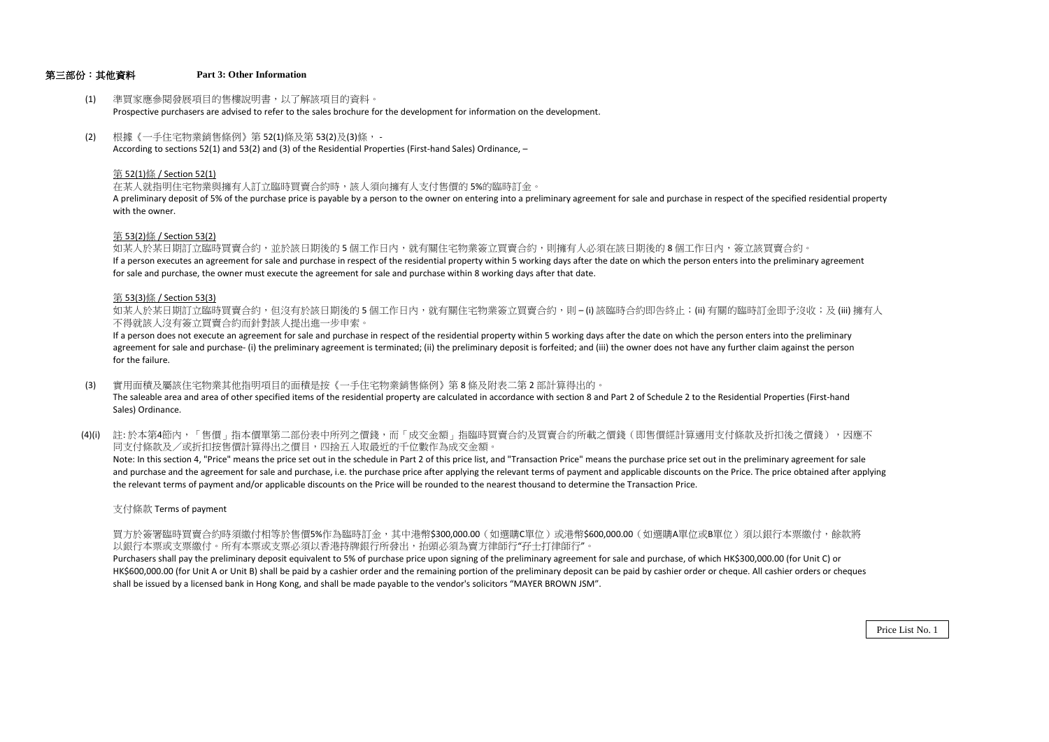## 第三部份：其他資料　　Part 3: Other Information

(1) 準買家應參閱發展項目的售樓說明書，以了解該項目的資料。
Prospective purchasers are advised to refer to the sales brochure for the development for information on the development.

(2) 根據《一手住宅物業銷售條例》第 52(1)條及第 53(2)及(3)條， -
According to sections 52(1) and 53(2) and (3) of the Residential Properties (First-hand Sales) Ordinance, –

<u>第 52(1)條 / Section 52(1)</u>

在某人就指明住宅物業與擁有人訂立臨時買賣合約時，該人須向擁有人支付售價的 5%的臨時訂金。
A preliminary deposit of 5% of the purchase price is payable by a person to the owner on entering into a preliminary agreement for sale and purchase in respect of the specified residential property with the owner.

<u>第 53(2)條 / Section 53(2)</u>

如某人於某日期訂立臨時買賣合約，並於該日期後的 5 個工作日內，就有關住宅物業簽立買賣合約，則擁有人必須在該日期後的 8 個工作日內，簽立該買賣合約。
If a person executes an agreement for sale and purchase in respect of the residential property within 5 working days after the date on which the person enters into the preliminary agreement for sale and purchase, the owner must execute the agreement for sale and purchase within 8 working days after that date.

<u>第 53(3)條 / Section 53(3)</u>

如某人於某日期訂立臨時買賣合約，但沒有於該日期後的 5 個工作日內，就有關住宅物業簽立買賣合約，則 – (i) 該臨時合約即告終止；(ii) 有關的臨時訂金即予沒收；及 (iii) 擁有人不得就該人沒有簽立買賣合約而針對該人提出進一步申索。
If a person does not execute an agreement for sale and purchase in respect of the residential property within 5 working days after the date on which the person enters into the preliminary agreement for sale and purchase- (i) the preliminary agreement is terminated; (ii) the preliminary deposit is forfeited; and (iii) the owner does not have any further claim against the person for the failure.

(3) 實用面積及屬該住宅物業其他指明項目的面積是按《一手住宅物業銷售條例》第 8 條及附表二第 2 部計算得出的。
The saleable area and area of other specified items of the residential property are calculated in accordance with section 8 and Part 2 of Schedule 2 to the Residential Properties (First-hand Sales) Ordinance.

(4)(i) 註: 於本第4節內，「售價」指本價單第二部份表中所列之價錢，而「成交金額」指臨時買賣合約及買賣合約所載之價錢（即售價經計算適用支付條款及折扣後之價錢），因應不同支付條款及／或折扣按售價計算得出之價目，四捨五入取最近的千位數作為成交金額。
Note: In this section 4, "Price" means the price set out in the schedule in Part 2 of this price list, and "Transaction Price" means the purchase price set out in the preliminary agreement for sale and purchase and the agreement for sale and purchase, i.e. the purchase price after applying the relevant terms of payment and applicable discounts on the Price. The price obtained after applying the relevant terms of payment and/or applicable discounts on the Price will be rounded to the nearest thousand to determine the Transaction Price.

支付條款 Terms of payment

買方於簽署臨時買賣合約時須繳付相等於售價5%作為臨時訂金，其中港幣$300,000.00（如選購C單位）或港幣$600,000.00（如選購A單位或B單位）須以銀行本票繳付，餘款將以銀行本票或支票繳付。所有本票或支票必須以香港持牌銀行所發出，抬頭必須為賣方律師行"孖士打律師行"。
Purchasers shall pay the preliminary deposit equivalent to 5% of purchase price upon signing of the preliminary agreement for sale and purchase, of which HK$300,000.00 (for Unit C) or HK$600,000.00 (for Unit A or Unit B) shall be paid by a cashier order and the remaining portion of the preliminary deposit can be paid by cashier order or cheque. All cashier orders or cheques shall be issued by a licensed bank in Hong Kong, and shall be made payable to the vendor's solicitors "MAYER BROWN JSM".

Price List No. 1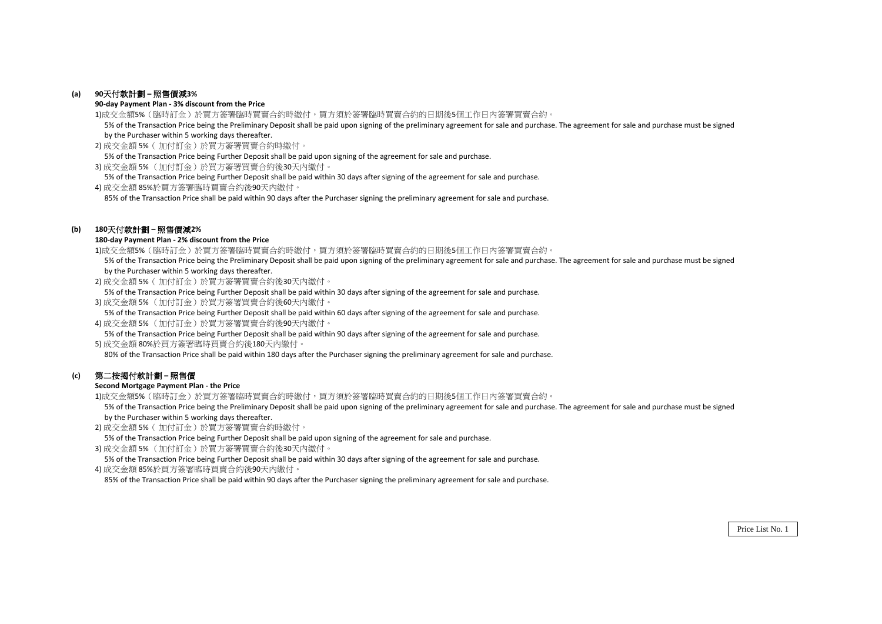**(a) 90天付款計劃 – 照售價減3%**

**90-day Payment Plan - 3% discount from the Price**

1)成交金額5%（臨時訂金）於買方簽署臨時買賣合約時繳付，買方須於簽署臨時買賣合約的日期後5個工作日內簽署買賣合約。

5% of the Transaction Price being the Preliminary Deposit shall be paid upon signing of the preliminary agreement for sale and purchase. The agreement for sale and purchase must be signed by the Purchaser within 5 working days thereafter.

2) 成交金額 5%（ 加付訂金）於買方簽署買賣合約時繳付。

5% of the Transaction Price being Further Deposit shall be paid upon signing of the agreement for sale and purchase.

3) 成交金額 5% （加付訂金）於買方簽署買賣合約後30天內繳付。

5% of the Transaction Price being Further Deposit shall be paid within 30 days after signing of the agreement for sale and purchase.

4) 成交金額 85%於買方簽署臨時買賣合約後90天內繳付。

85% of the Transaction Price shall be paid within 90 days after the Purchaser signing the preliminary agreement for sale and purchase.

**(b) 180天付款計劃 – 照售價減2%**

**180-day Payment Plan - 2% discount from the Price**

1)成交金額5%（臨時訂金）於買方簽署臨時買賣合約時繳付，買方須於簽署臨時買賣合約的日期後5個工作日內簽署買賣合約。

5% of the Transaction Price being the Preliminary Deposit shall be paid upon signing of the preliminary agreement for sale and purchase. The agreement for sale and purchase must be signed by the Purchaser within 5 working days thereafter.

2) 成交金額 5%（ 加付訂金）於買方簽署買賣合約後30天內繳付。

5% of the Transaction Price being Further Deposit shall be paid within 30 days after signing of the agreement for sale and purchase.

3) 成交金額 5% （加付訂金）於買方簽署買賣合約後60天內繳付。

5% of the Transaction Price being Further Deposit shall be paid within 60 days after signing of the agreement for sale and purchase.

4) 成交金額 5% （加付訂金）於買方簽署買賣合約後90天內繳付。

5% of the Transaction Price being Further Deposit shall be paid within 90 days after signing of the agreement for sale and purchase.

5) 成交金額 80%於買方簽署臨時買賣合約後180天內繳付。

80% of the Transaction Price shall be paid within 180 days after the Purchaser signing the preliminary agreement for sale and purchase.

**(c) 第二按揭付款計劃 – 照售價**

**Second Mortgage Payment Plan - the Price**

1)成交金額5%（臨時訂金）於買方簽署臨時買賣合約時繳付，買方須於簽署臨時買賣合約的日期後5個工作日內簽署買賣合約。

5% of the Transaction Price being the Preliminary Deposit shall be paid upon signing of the preliminary agreement for sale and purchase. The agreement for sale and purchase must be signed by the Purchaser within 5 working days thereafter.

2) 成交金額 5%（ 加付訂金）於買方簽署買賣合約時繳付。

5% of the Transaction Price being Further Deposit shall be paid upon signing of the agreement for sale and purchase.

3) 成交金額 5% （加付訂金）於買方簽署買賣合約後30天內繳付。

5% of the Transaction Price being Further Deposit shall be paid within 30 days after signing of the agreement for sale and purchase.

4) 成交金額 85%於買方簽署臨時買賣合約後90天內繳付。

85% of the Transaction Price shall be paid within 90 days after the Purchaser signing the preliminary agreement for sale and purchase.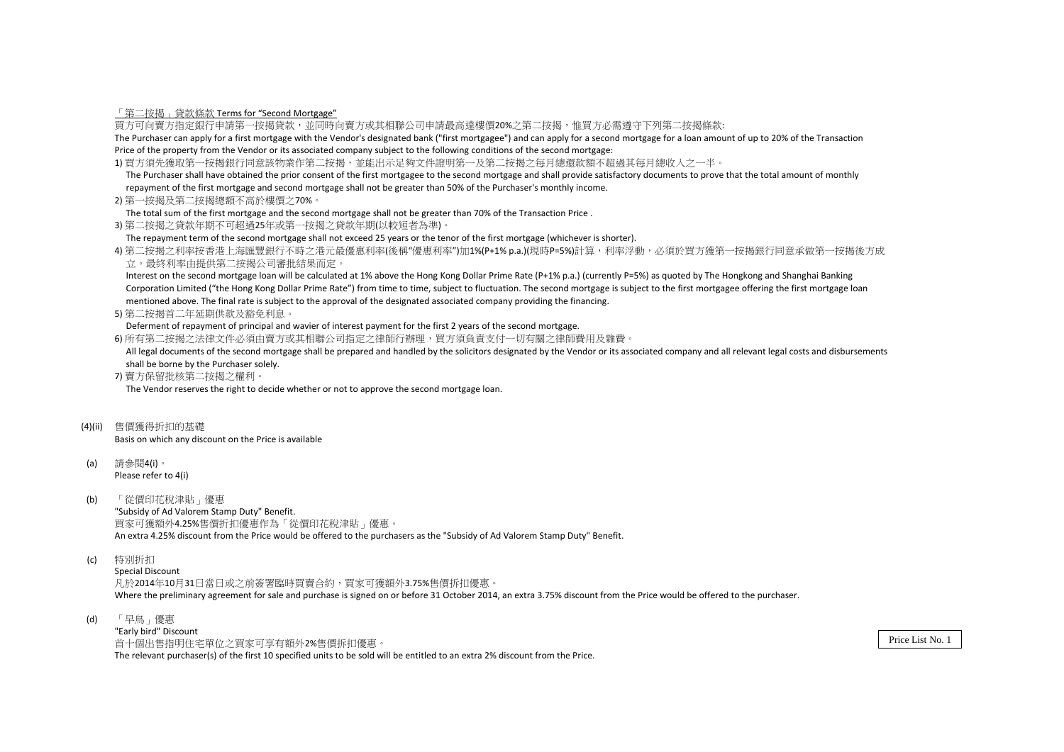「第二按揭」貸款條款 Terms for "Second Mortgage"

買方可向賣方指定銀行申請第一按揭貸款，並同時向賣方或其相聯公司申請最高達樓價20%之第二按揭，惟買方必需遵守下列第二按揭條款:

The Purchaser can apply for a first mortgage with the Vendor's designated bank ("first mortgagee") and can apply for a second mortgage for a loan amount of up to 20% of the Transaction Price of the property from the Vendor or its associated company subject to the following conditions of the second mortgage:

1) 買方須先獲取第一按揭銀行同意該物業作第二按揭，並能出示足夠文件證明第一及第二按揭之每月總還款額不超過其每月總收入之一半。
   The Purchaser shall have obtained the prior consent of the first mortgagee to the second mortgage and shall provide satisfactory documents to prove that the total amount of monthly repayment of the first mortgage and second mortgage shall not be greater than 50% of the Purchaser's monthly income.

2) 第一按揭及第二按揭總額不高於樓價之70%。
   The total sum of the first mortgage and the second mortgage shall not be greater than 70% of the Transaction Price .

3) 第二按揭之貸款年期不可超過25年或第一按揭之貸款年期(以較短者為準)。
   The repayment term of the second mortgage shall not exceed 25 years or the tenor of the first mortgage (whichever is shorter).

4) 第二按揭之利率按香港上海匯豐銀行不時之港元最優惠利率(後稱"優惠利率")加1%(P+1% p.a.)(現時P=5%)計算，利率浮動，必須於買方獲第一按揭銀行同意承做第一按揭後方成立。最終利率由提供第二按揭公司審批結果而定。
   Interest on the second mortgage loan will be calculated at 1% above the Hong Kong Dollar Prime Rate (P+1% p.a.) (currently P=5%) as quoted by The Hongkong and Shanghai Banking Corporation Limited ("the Hong Kong Dollar Prime Rate") from time to time, subject to fluctuation. The second mortgage is subject to the first mortgagee offering the first mortgage loan mentioned above. The final rate is subject to the approval of the designated associated company providing the financing.

5) 第二按揭首二年延期供款及豁免利息。
   Deferment of repayment of principal and wavier of interest payment for the first 2 years of the second mortgage.

6) 所有第二按揭之法律文件必須由賣方或其相聯公司指定之律師行辦理，買方須負責支付一切有關之律師費用及雜費。
   All legal documents of the second mortgage shall be prepared and handled by the solicitors designated by the Vendor or its associated company and all relevant legal costs and disbursements shall be borne by the Purchaser solely.

7) 賣方保留批核第二按揭之權利。
   The Vendor reserves the right to decide whether or not to approve the second mortgage loan.

(4)(ii) 售價獲得折扣的基礎
Basis on which any discount on the Price is available

(a) 請參閱4(i)。
Please refer to 4(i)

(b) 「從價印花稅津貼」優惠
"Subsidy of Ad Valorem Stamp Duty" Benefit.
買家可獲額外4.25%售價折扣優惠作為「從價印花稅津貼」優惠。
An extra 4.25% discount from the Price would be offered to the purchasers as the "Subsidy of Ad Valorem Stamp Duty" Benefit.

(c) 特別折扣
Special Discount
凡於2014年10月31日當日或之前簽署臨時買賣合約，買家可獲額外3.75%售價折扣優惠。
Where the preliminary agreement for sale and purchase is signed on or before 31 October 2014, an extra 3.75% discount from the Price would be offered to the purchaser.

(d) 「早鳥」優惠
"Early bird" Discount
首十個出售指明住宅單位之買家可享有額外2%售價折扣優惠。
The relevant purchaser(s) of the first 10 specified units to be sold will be entitled to an extra 2% discount from the Price.

Price List No. 1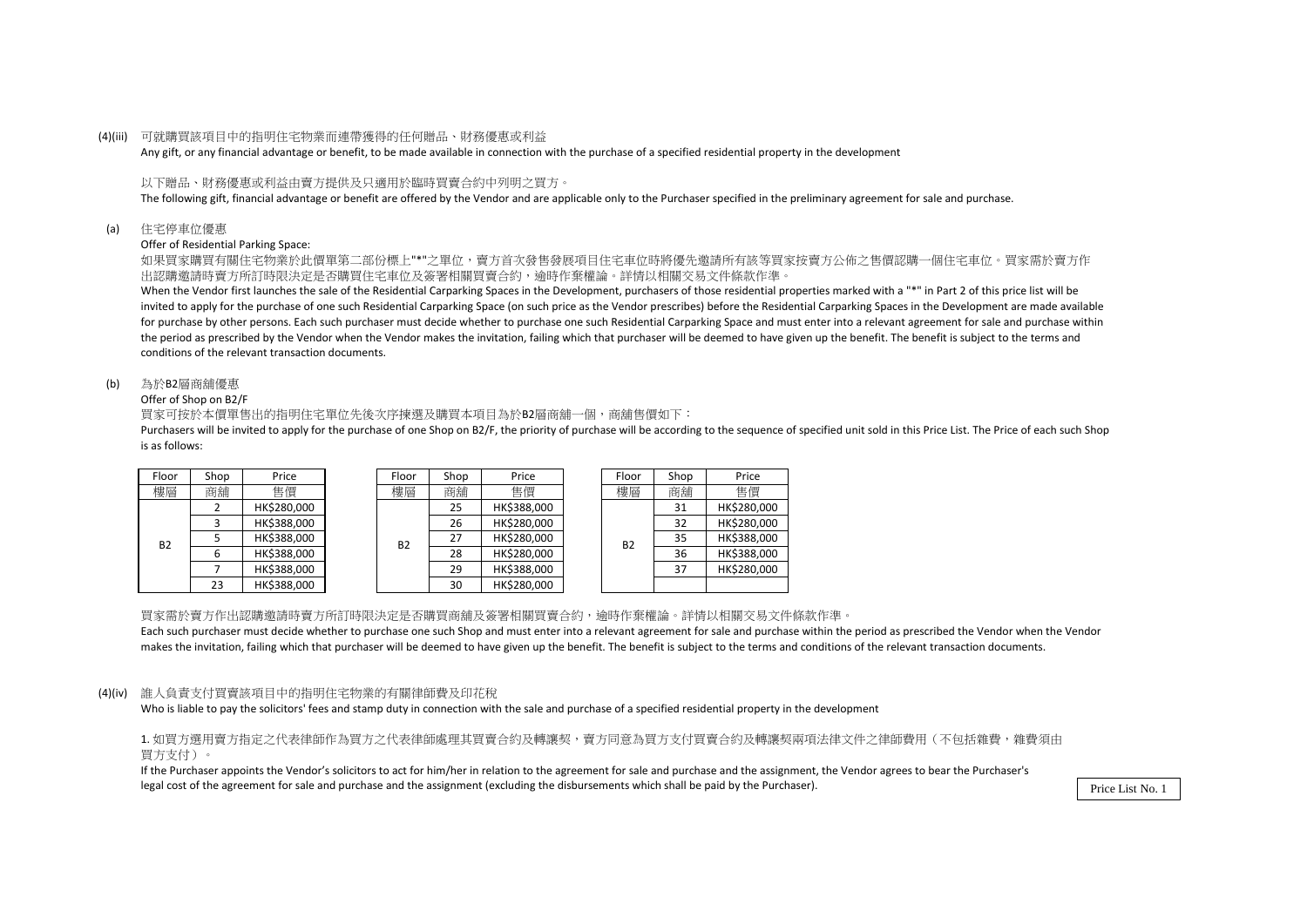(4)(iii) 可就購買該項目中的指明住宅物業而連帶獲得的任何贈品、財務優惠或利益

Any gift, or any financial advantage or benefit, to be made available in connection with the purchase of a specified residential property in the development

以下贈品、財務優惠或利益由賣方提供及只適用於臨時買賣合約中列明之買方。

The following gift, financial advantage or benefit are offered by the Vendor and are applicable only to the Purchaser specified in the preliminary agreement for sale and purchase.

(a) 住宅停車位優惠

Offer of Residential Parking Space:

如果買家購買有關住宅物業於此價單第二部份標上"*"之單位，賣方首次發售發展項目住宅車位時將優先邀請所有該等買家按賣方公佈之售價認購一個住宅車位。買家需於賣方作出認購邀請時賣方所訂時限決定是否購買住宅車位及簽署相關買賣合約，逾時作棄權論。詳情以相關交易文件條款作準。

When the Vendor first launches the sale of the Residential Carparking Spaces in the Development, purchasers of those residential properties marked with a "*" in Part 2 of this price list will be invited to apply for the purchase of one such Residential Carparking Space (on such price as the Vendor prescribes) before the Residential Carparking Spaces in the Development are made available for purchase by other persons. Each such purchaser must decide whether to purchase one such Residential Carparking Space and must enter into a relevant agreement for sale and purchase within the period as prescribed by the Vendor when the Vendor makes the invitation, failing which that purchaser will be deemed to have given up the benefit. The benefit is subject to the terms and conditions of the relevant transaction documents.

(b) 為於B2層商舖優惠

Offer of Shop on B2/F

買家可按於本價單售出的指明住宅單位先後次序揀選及購買本項目為於B2層商舖一個，商舖售價如下：

Purchasers will be invited to apply for the purchase of one Shop on B2/F, the priority of purchase will be according to the sequence of specified unit sold in this Price List. The Price of each such Shop is as follows:

| Floor 樓層 | Shop 商舖 | Price 售價 |
|---|---|---|
| B2 | 2 | HK$280,000 |
| | 3 | HK$388,000 |
| | 5 | HK$388,000 |
| | 6 | HK$388,000 |
| | 7 | HK$388,000 |
| | 23 | HK$388,000 |

| Floor 樓層 | Shop 商舖 | Price 售價 |
|---|---|---|
| B2 | 25 | HK$388,000 |
| | 26 | HK$280,000 |
| | 27 | HK$280,000 |
| | 28 | HK$280,000 |
| | 29 | HK$388,000 |
| | 30 | HK$280,000 |

| Floor 樓層 | Shop 商舖 | Price 售價 |
|---|---|---|
| B2 | 31 | HK$280,000 |
| | 32 | HK$280,000 |
| | 35 | HK$388,000 |
| | 36 | HK$388,000 |
| | 37 | HK$280,000 |

買家需於賣方作出認購邀請時賣方所訂時限決定是否購買商舖及簽署相關買賣合約，逾時作棄權論。詳情以相關交易文件條款作準。

Each such purchaser must decide whether to purchase one such Shop and must enter into a relevant agreement for sale and purchase within the period as prescribed the Vendor when the Vendor makes the invitation, failing which that purchaser will be deemed to have given up the benefit. The benefit is subject to the terms and conditions of the relevant transaction documents.

(4)(iv) 誰人負責支付買賣該項目中的指明住宅物業的有關律師費及印花稅

Who is liable to pay the solicitors' fees and stamp duty in connection with the sale and purchase of a specified residential property in the development

1. 如買方選用賣方指定之代表律師作為買方之代表律師處理其買賣合約及轉讓契，賣方同意為買方支付買賣合約及轉讓契兩項法律文件之律師費用（不包括雜費，雜費須由買方支付）。

If the Purchaser appoints the Vendor's solicitors to act for him/her in relation to the agreement for sale and purchase and the assignment, the Vendor agrees to bear the Purchaser's legal cost of the agreement for sale and purchase and the assignment (excluding the disbursements which shall be paid by the Purchaser).

Price List No. 1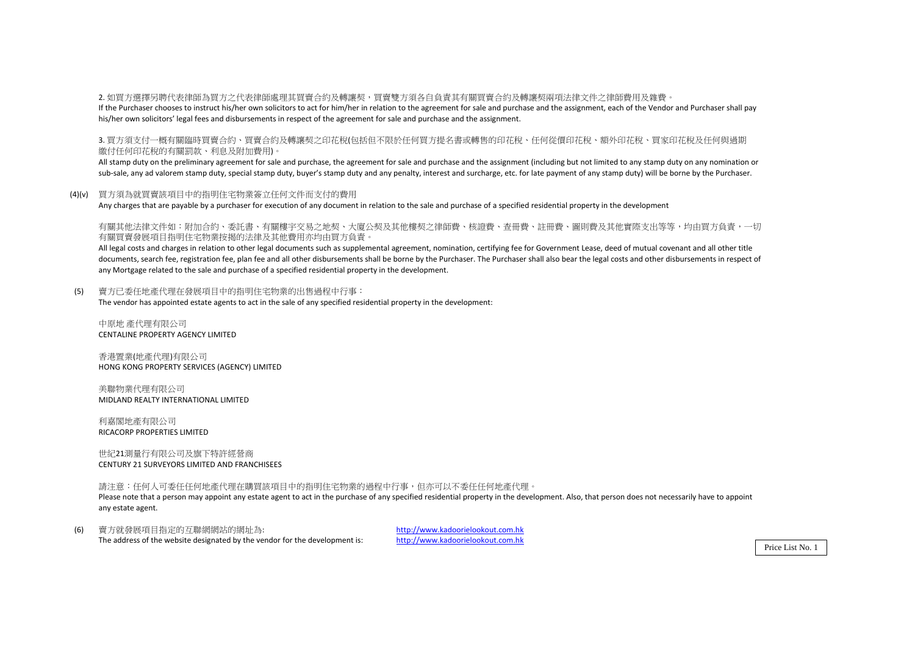2. 如買方選擇另聘代表律師為買方之代表律師處理其買賣合約及轉讓契，買賣雙方須各自負責其有關買賣合約及轉讓契兩項法律文件之律師費用及雜費。
If the Purchaser chooses to instruct his/her own solicitors to act for him/her in relation to the agreement for sale and purchase and the assignment, each of the Vendor and Purchaser shall pay his/her own solicitors' legal fees and disbursements in respect of the agreement for sale and purchase and the assignment.

3. 買方須支付一概有關臨時買賣合約、買賣合約及轉讓契之印花稅(包括但不限於任何買方提名書或轉售的印花稅、任何從價印花稅、額外印花稅、買家印花稅及任何與過期繳付任何印花稅的有關罰款、利息及附加費用)。
All stamp duty on the preliminary agreement for sale and purchase, the agreement for sale and purchase and the assignment (including but not limited to any stamp duty on any nomination or sub-sale, any ad valorem stamp duty, special stamp duty, buyer's stamp duty and any penalty, interest and surcharge, etc. for late payment of any stamp duty) will be borne by the Purchaser.

(4)(v) 買方須為就買賣該項目中的指明住宅物業簽立任何文件而支付的費用
Any charges that are payable by a purchaser for execution of any document in relation to the sale and purchase of a specified residential property in the development

有關其他法律文件如：附加合約、委託書、有關樓宇交易之地契、大廈公契及其他樓契之律師費、核證費、查冊費、註冊費、圖則費及其他實際支出等等，均由買方負責，一切有關買賣發展項目指明住宅物業按揭的法律及其他費用亦均由買方負責。
All legal costs and charges in relation to other legal documents such as supplemental agreement, nomination, certifying fee for Government Lease, deed of mutual covenant and all other title documents, search fee, registration fee, plan fee and all other disbursements shall be borne by the Purchaser. The Purchaser shall also bear the legal costs and other disbursements in respect of any Mortgage related to the sale and purchase of a specified residential property in the development.

(5) 賣方已委任地產代理在發展項目中的指明住宅物業的出售過程中行事：
The vendor has appointed estate agents to act in the sale of any specified residential property in the development:

中原地 產代理有限公司
CENTALINE PROPERTY AGENCY LIMITED

香港置業(地產代理)有限公司
HONG KONG PROPERTY SERVICES (AGENCY) LIMITED

美聯物業代理有限公司
MIDLAND REALTY INTERNATIONAL LIMITED

利嘉閣地產有限公司
RICACORP PROPERTIES LIMITED

世紀21測量行有限公司及旗下特許經營商
CENTURY 21 SURVEYORS LIMITED AND FRANCHISEES

請注意：任何人可委任任何地產代理在購買該項目中的指明住宅物業的過程中行事，但亦可以不委任任何地產代理。
Please note that a person may appoint any estate agent to act in the purchase of any specified residential property in the development. Also, that person does not necessarily have to appoint any estate agent.

(6) 賣方就發展項目指定的互聯網網站的網址為: http://www.kadoorielookout.com.hk
The address of the website designated by the vendor for the development is: http://www.kadoorielookout.com.hk

Price List No. 1